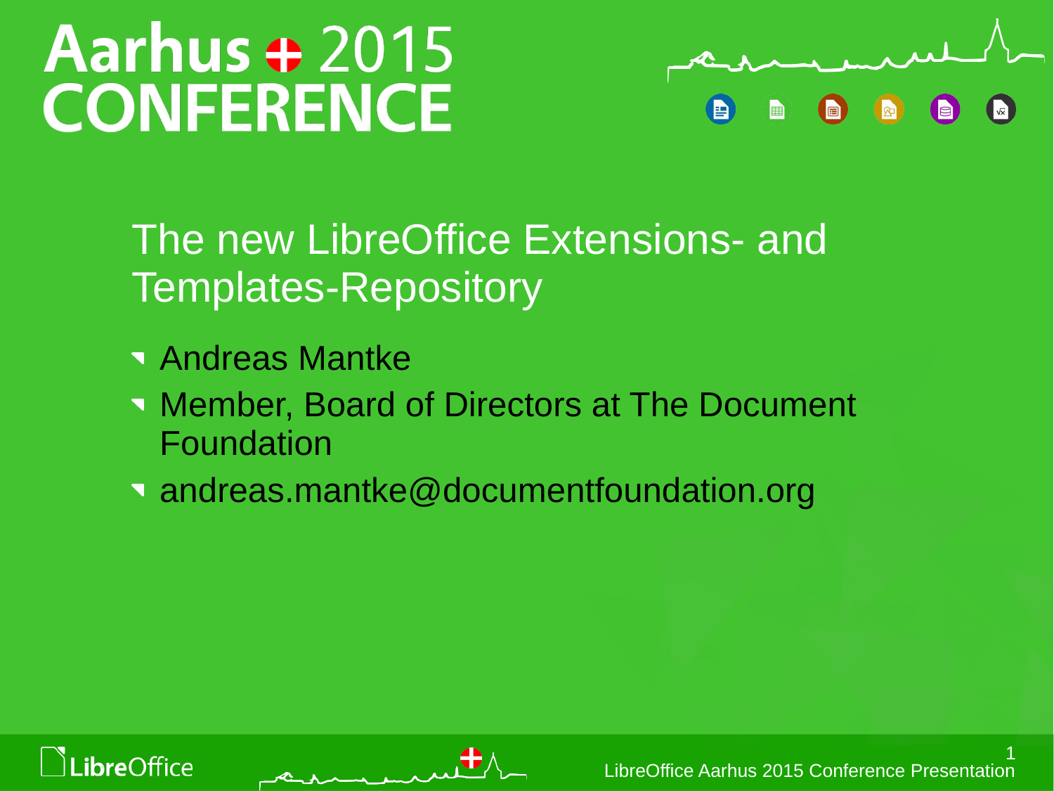# Aarhus 2015 CONFERENCE

## The new LibreOffice Extensions- and Templates-Repository

- Andreas Mantke
- Member, Board of Directors at The Document Foundation
- andreas.mantke@documentfoundation.org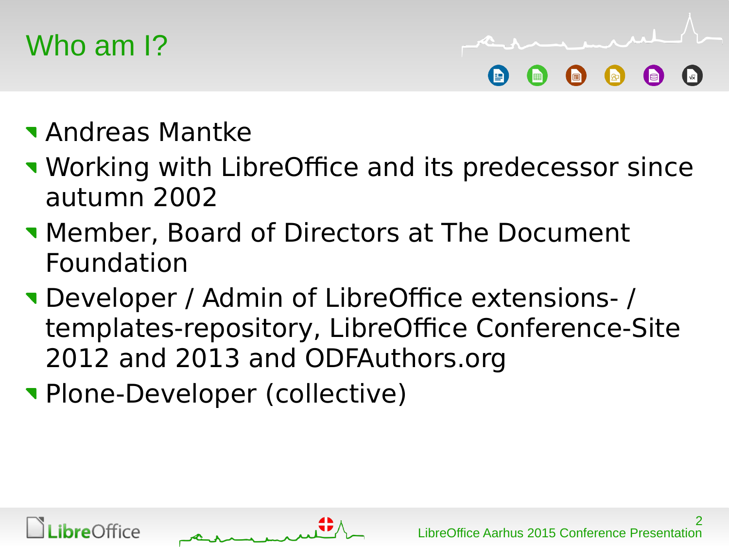# Who am I?

- Andreas Mantke
- Working with LibreOffice and its predecessor since autumn 2002
- Member, Board of Directors at The Document Foundation
- Developer / Admin of LibreOffice extensions- / templates-repository, LibreOffice Conference-Site 2012 and 2013 and ODFAuthors.org
- Plone-Developer (collective)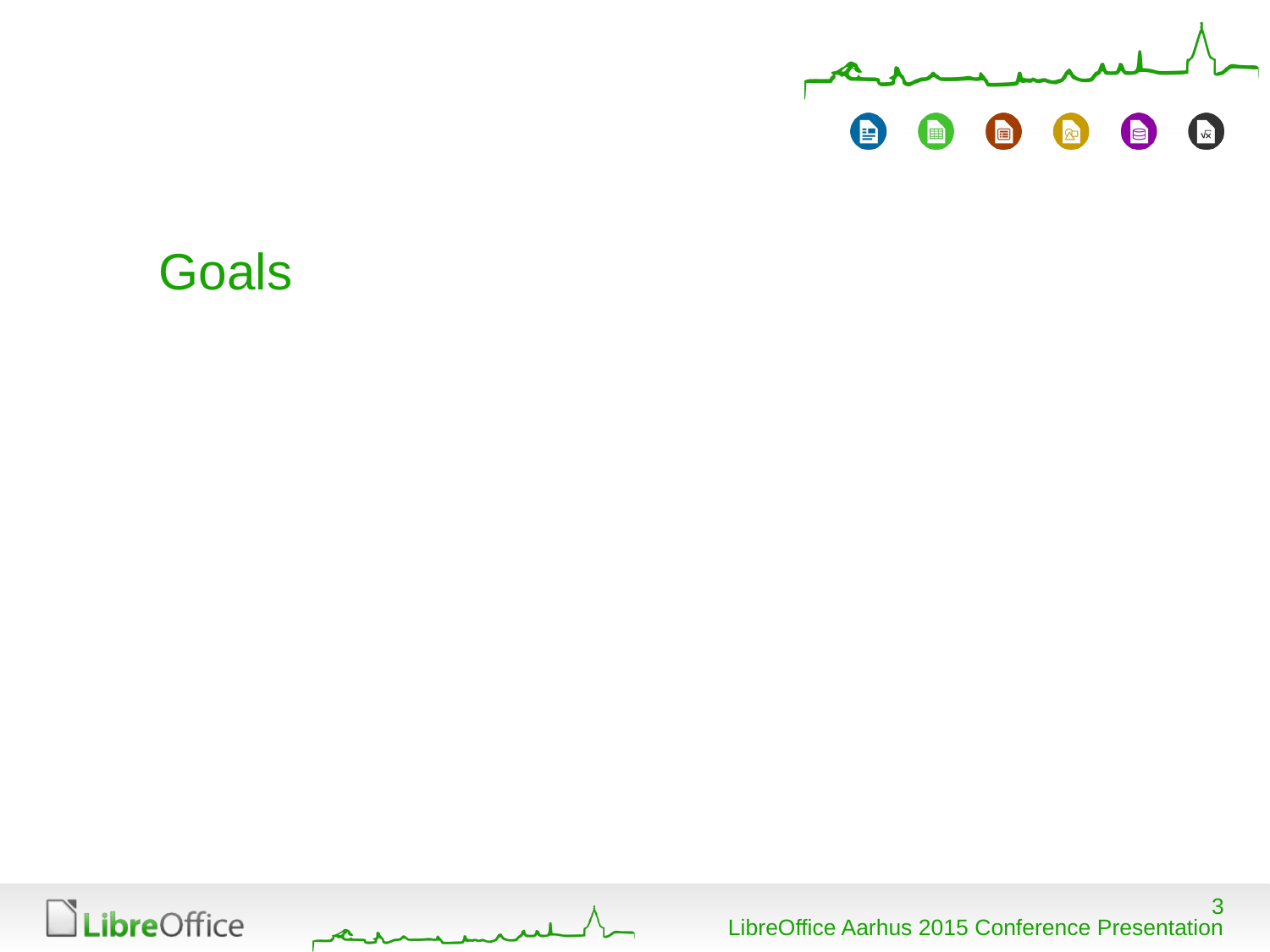# Goals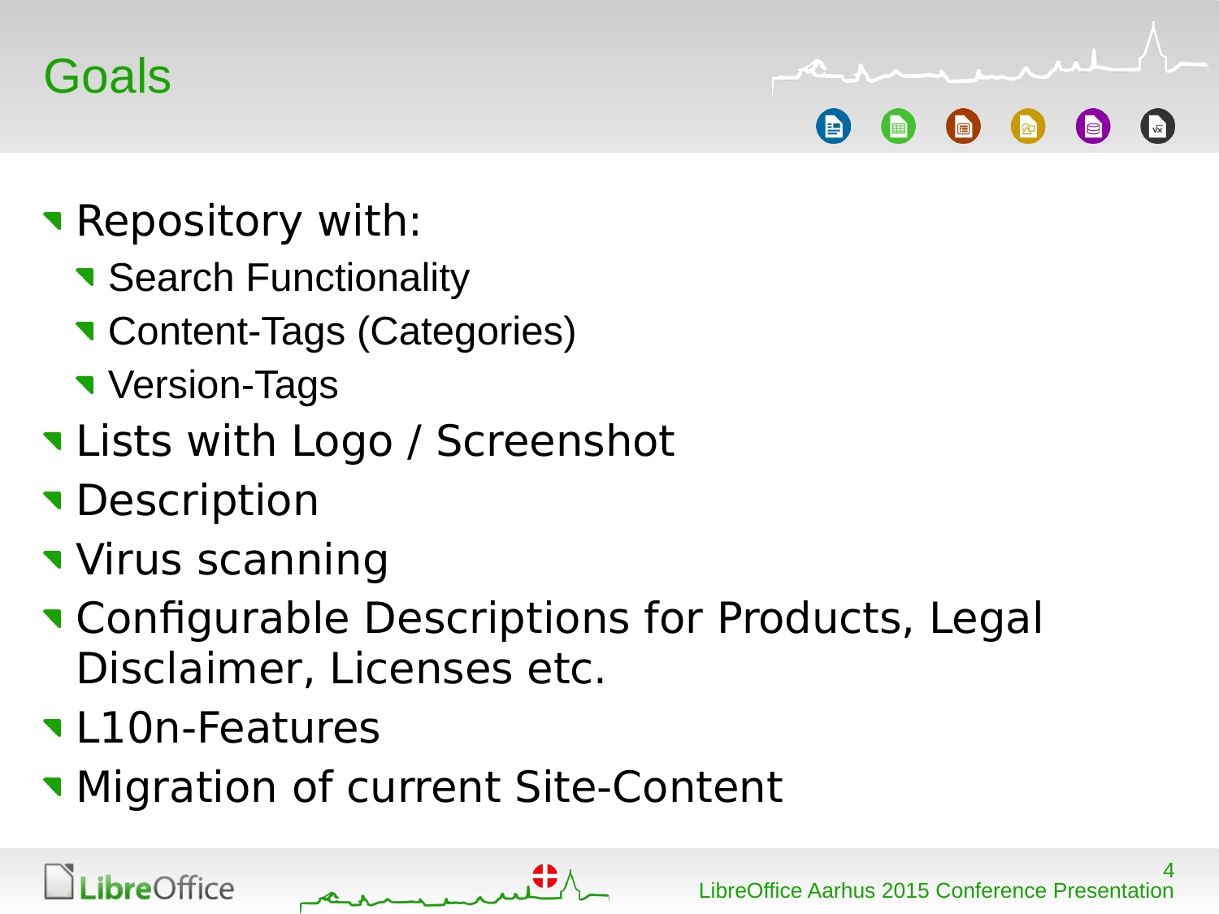# Goals

- Repository with:
  - Search Functionality
  - Content-Tags (Categories)
  - Version-Tags
- Lists with Logo / Screenshot
- Description
- Virus scanning
- Configurable Descriptions for Products, Legal Disclaimer, Licenses etc.
- L10n-Features
- Migration of current Site-Content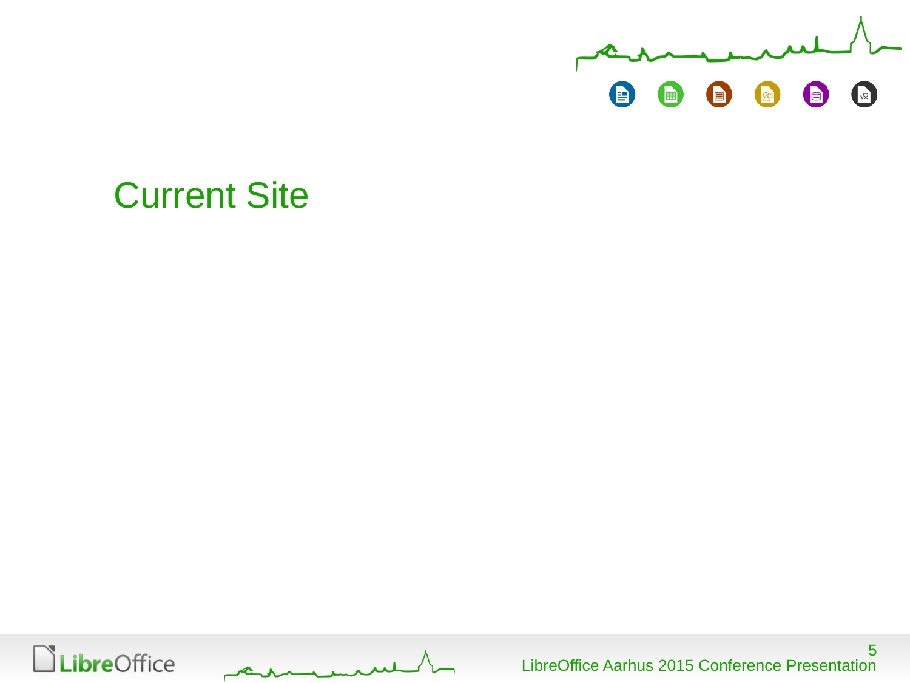# Current Site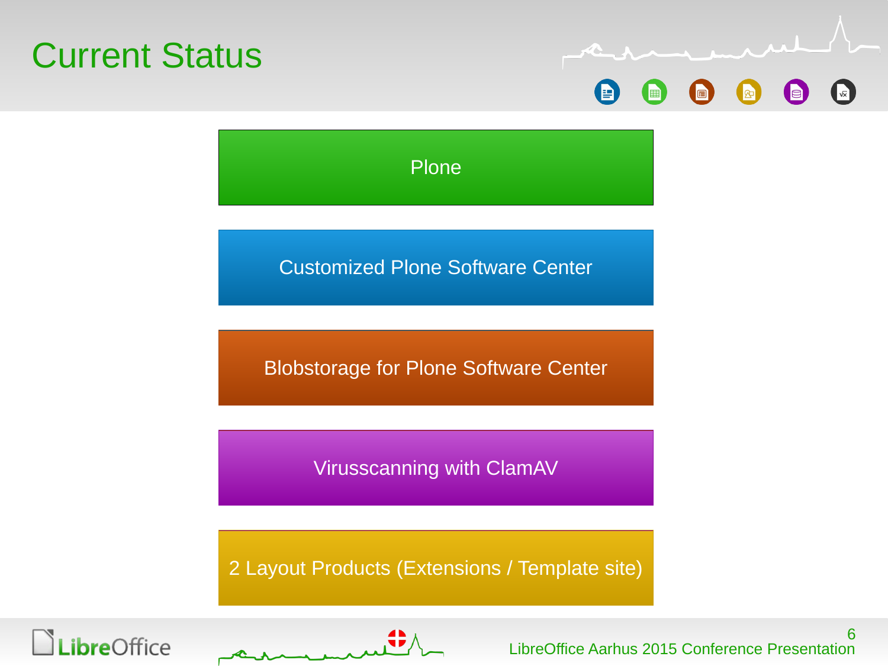# Current Status

- Plone
- Customized Plone Software Center
- Blobstorage for Plone Software Center
- Virusscanning with ClamAV
- 2 Layout Products (Extensions / Template site)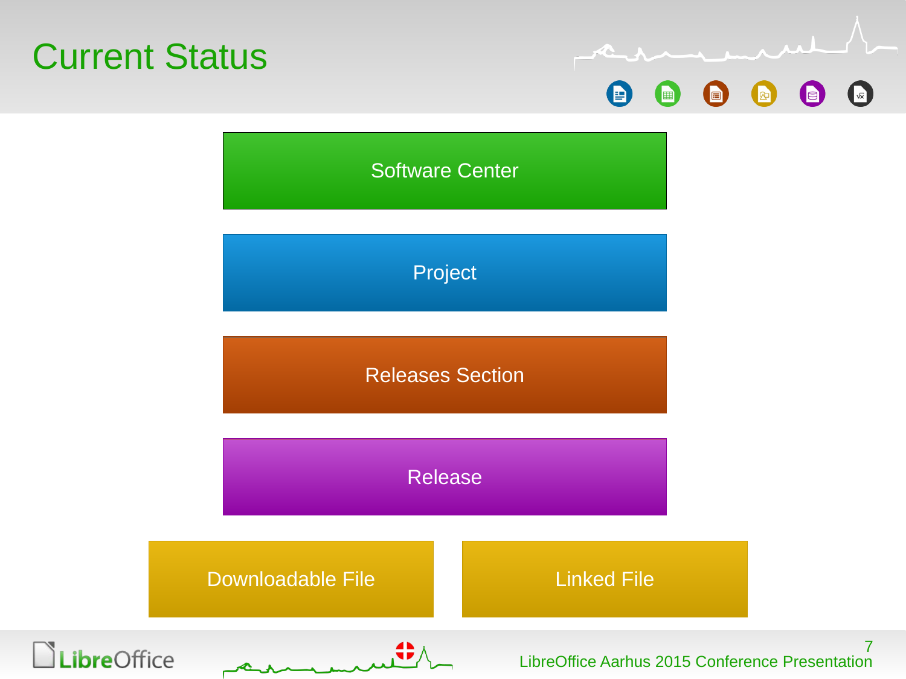# Current Status

- Software Center
- Project
- Releases Section
- Release
- Downloadable File
- Linked File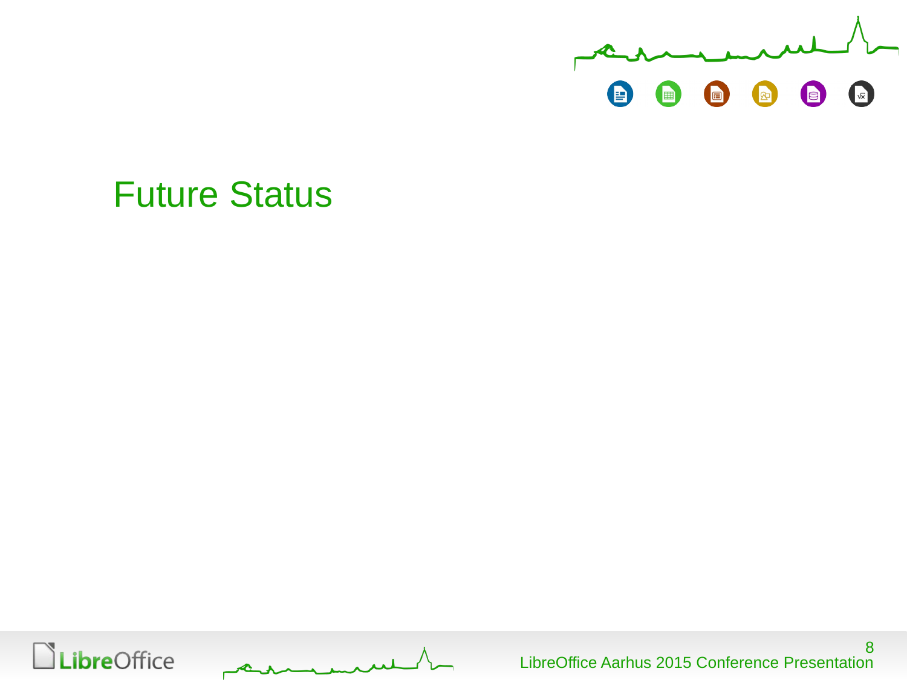# Future Status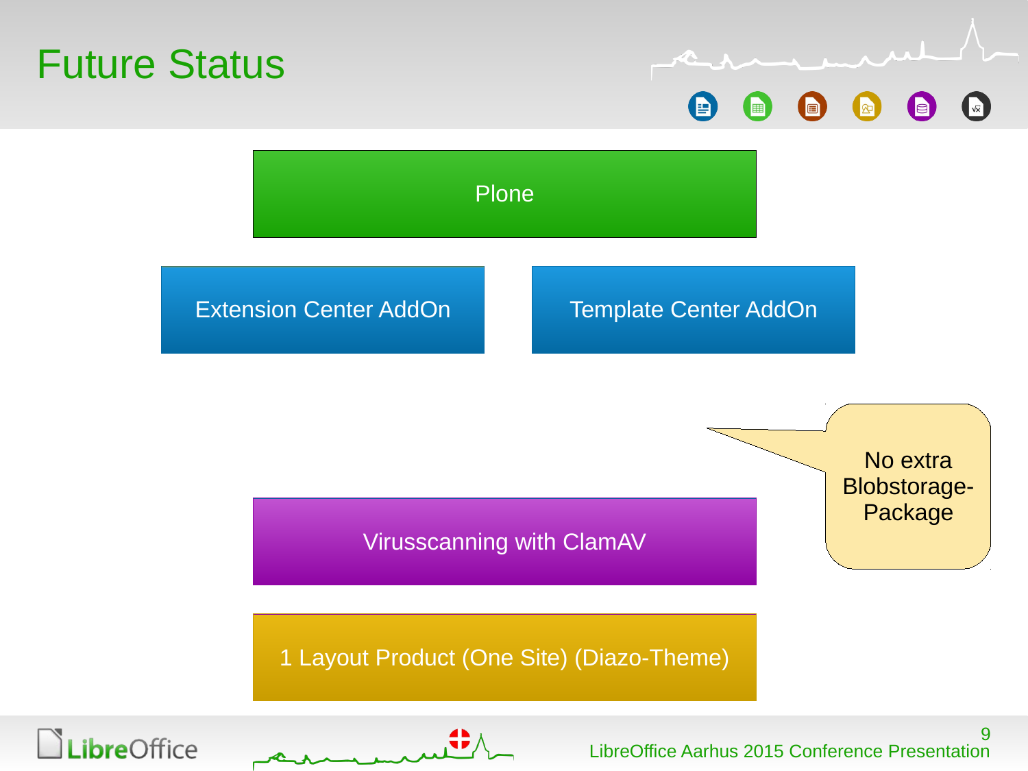# Future Status

Plone

Extension Center AddOn

Template Center AddOn

No extra Blobstorage-Package

Virusscanning with ClamAV

1 Layout Product (One Site) (Diazo-Theme)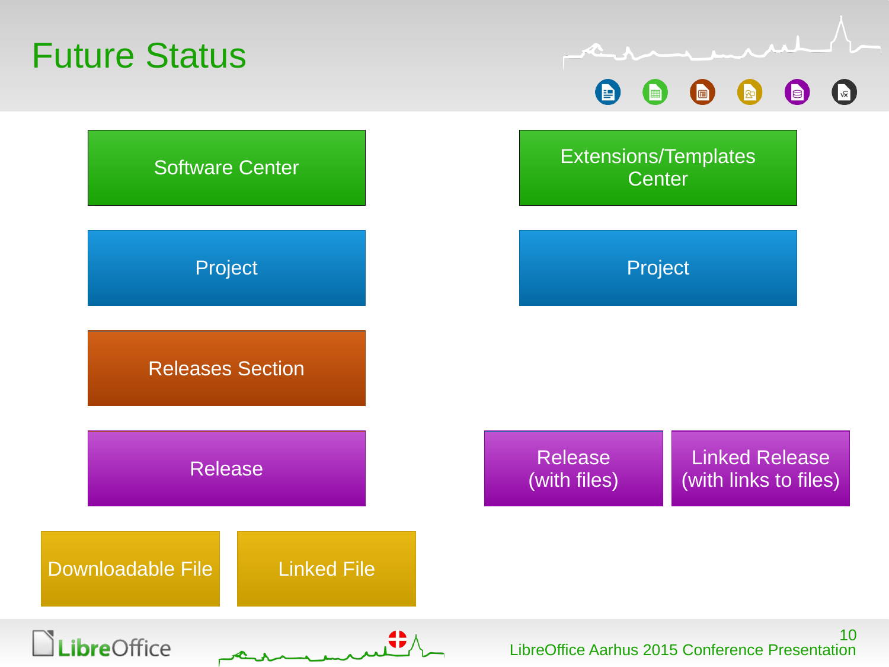# Future Status

Software Center

Project

Releases Section

Release

Downloadable File

Linked File

Extensions/Templates Center

Project

Release (with files)

Linked Release (with links to files)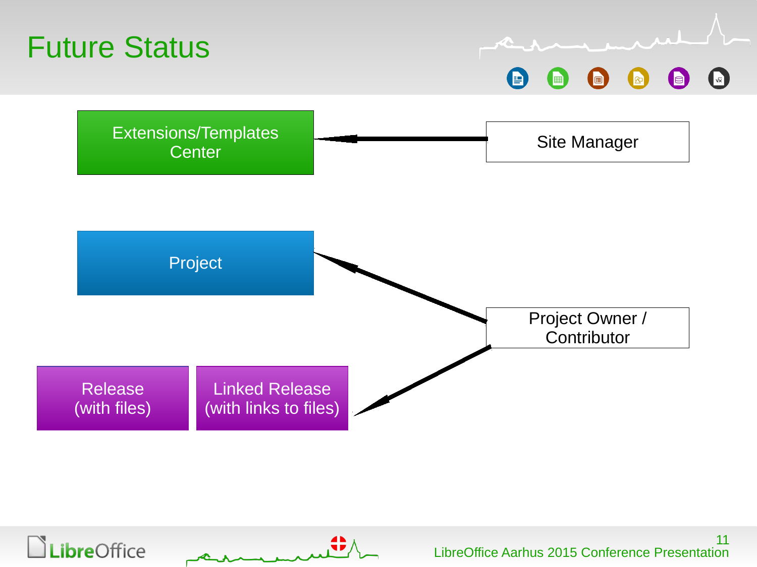# Future Status

Extensions/Templates Center

Site Manager

Project

Project Owner / Contributor

Release (with files)

Linked Release (with links to files)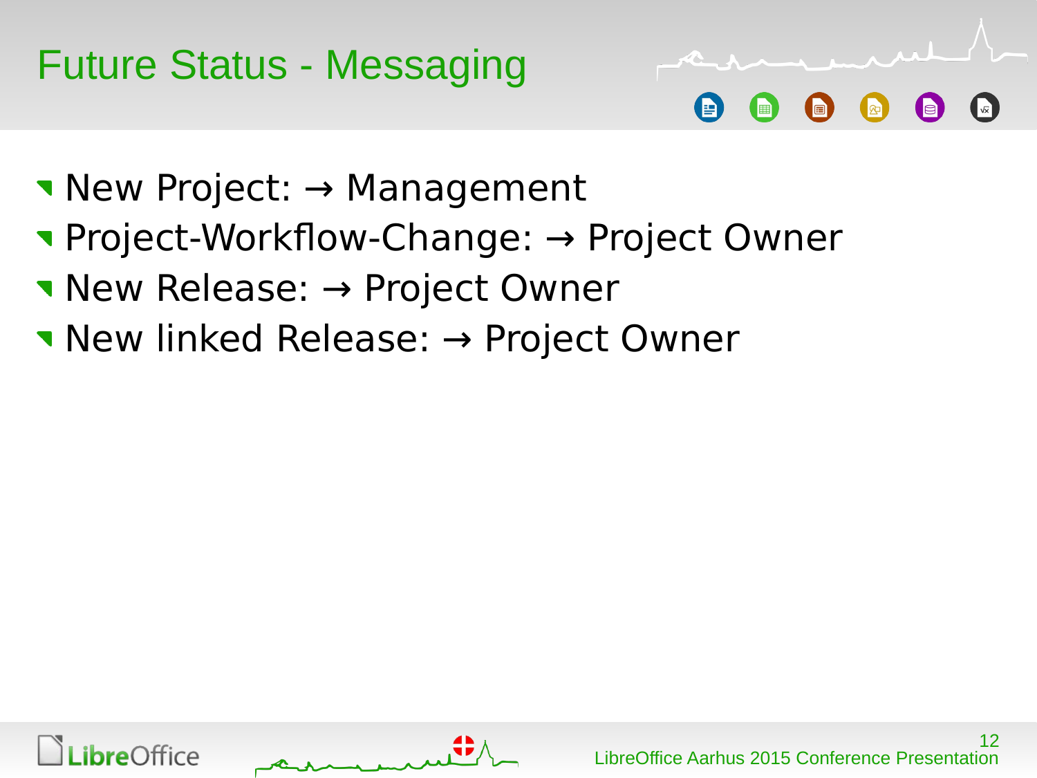# Future Status - Messaging

- New Project: → Management
- Project-Workflow-Change: → Project Owner
- New Release: → Project Owner
- New linked Release: → Project Owner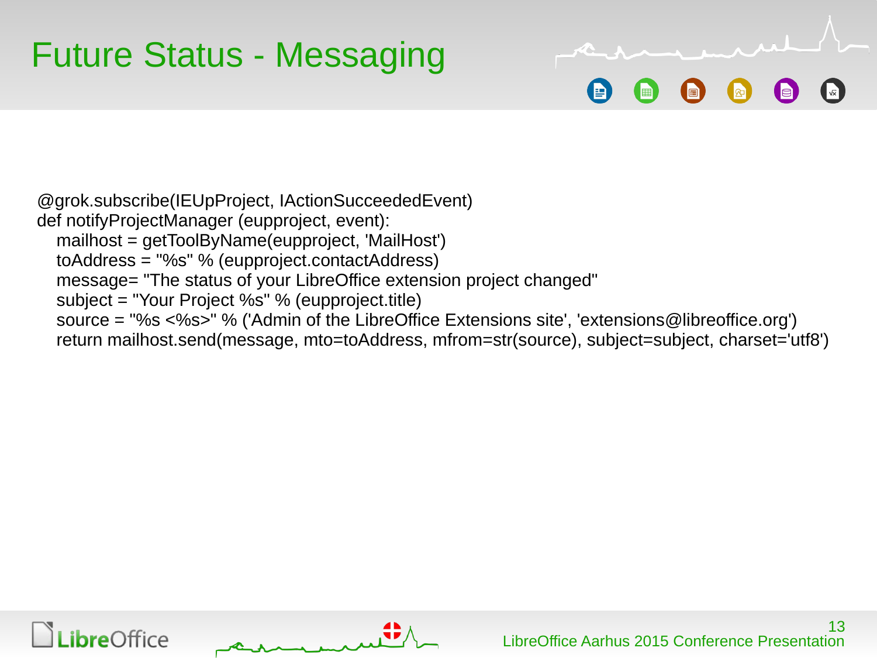# Future Status - Messaging

```
@grok.subscribe(IEUpProject, IActionSucceededEvent)
def notifyProjectManager (eupproject, event):
   mailhost = getToolByName(eupproject, 'MailHost')
   toAddress = "%s" % (eupproject.contactAddress)
   message= "The status of your LibreOffice extension project changed"
   subject = "Your Project %s" % (eupproject.title)
   source = "%s <%s>" % ('Admin of the LibreOffice Extensions site', 'extensions@libreoffice.org')
   return mailhost.send(message, mto=toAddress, mfrom=str(source), subject=subject, charset='utf8')
```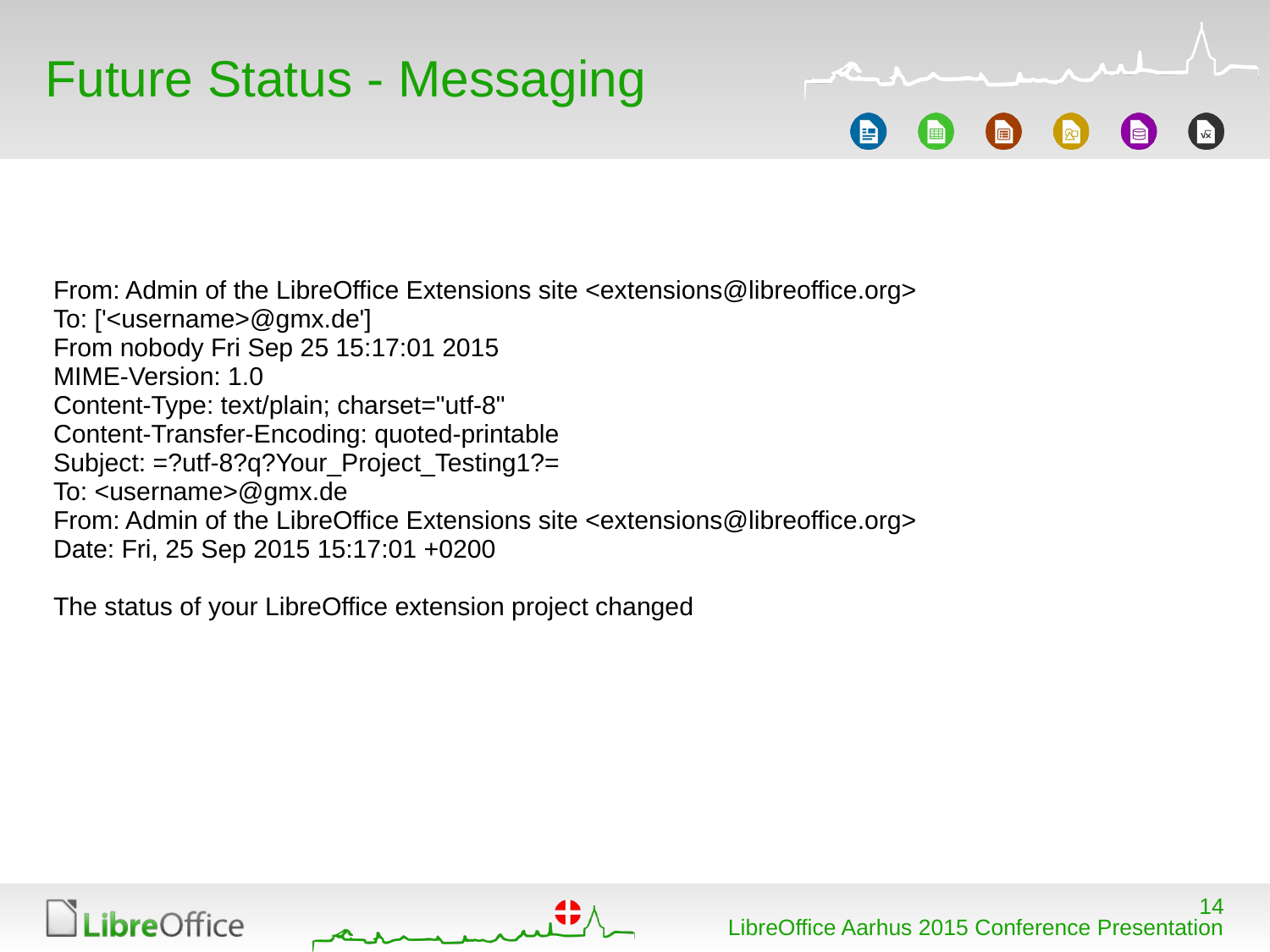# Future Status - Messaging

```
From: Admin of the LibreOffice Extensions site <extensions@libreoffice.org>
To: ['<username>@gmx.de']
From nobody Fri Sep 25 15:17:01 2015
MIME-Version: 1.0
Content-Type: text/plain; charset="utf-8"
Content-Transfer-Encoding: quoted-printable
Subject: =?utf-8?q?Your_Project_Testing1?=
To: <username>@gmx.de
From: Admin of the LibreOffice Extensions site <extensions@libreoffice.org>
Date: Fri, 25 Sep 2015 15:17:01 +0200

The status of your LibreOffice extension project changed
```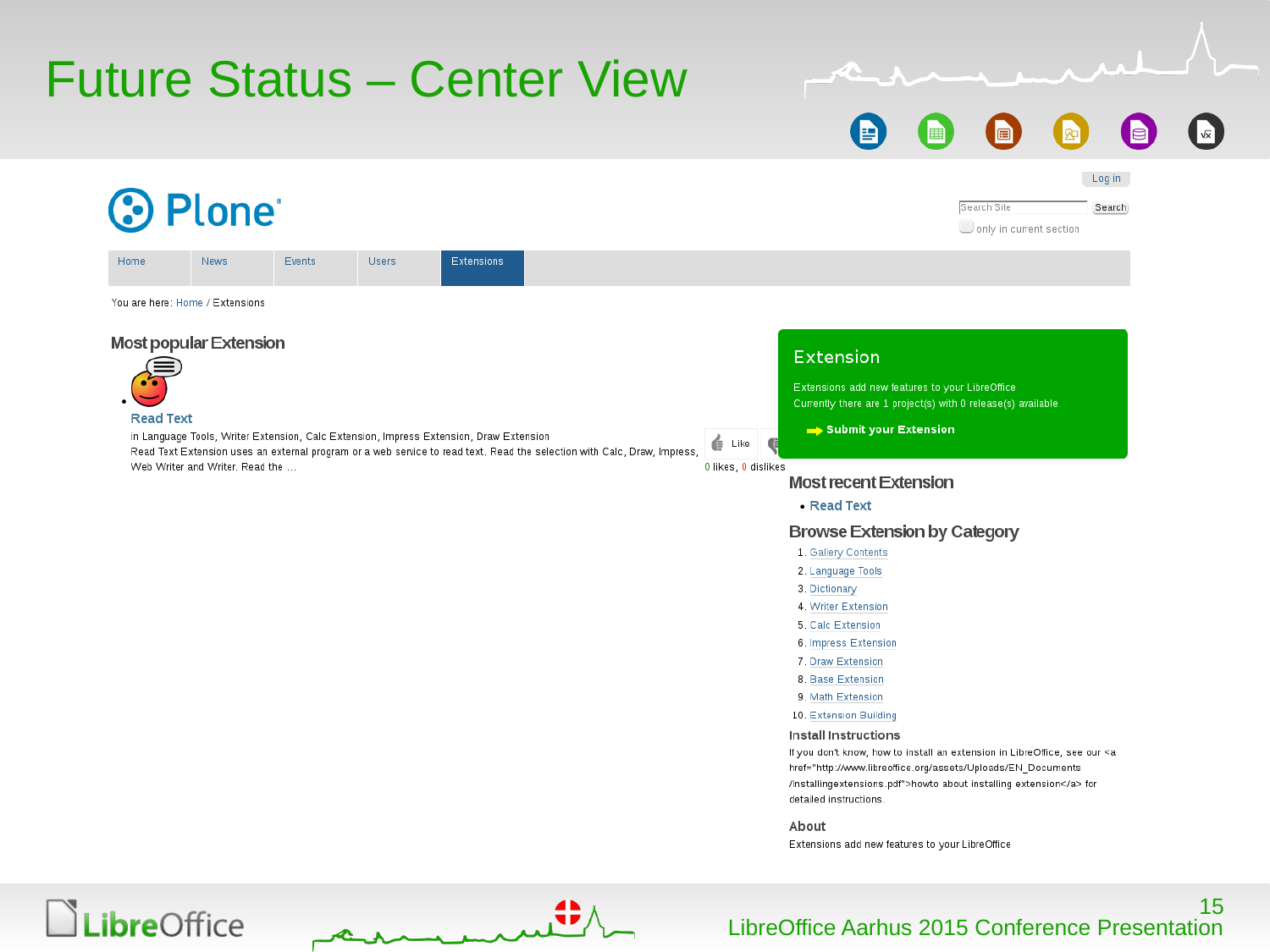# Future Status – Center View

Plone

Log in

Search Site | Search

only in current section

Home | News | Events | Users | Extensions

You are here: Home / Extensions

## Most popular Extension

- **Read Text**

  in Language Tools, Writer Extension, Calc Extension, Impress Extension, Draw Extension
  Read Text Extension uses an external program or a web service to read text. Read the selection with Calc, Draw, Impress, Web Writer and Writer. Read the ...

  Like
  0 likes, 0 dislikes

## Extension

Extensions add new features to your LibreOffice
Currently there are 1 project(s) with 0 release(s) available.

**Submit your Extension**

## Most recent Extension

- **Read Text**

## Browse Extension by Category

1. Gallery Contents
2. Language Tools
3. Dictionary
4. Writer Extension
5. Calc Extension
6. Impress Extension
7. Draw Extension
8. Base Extension
9. Math Extension
10. Extension Building

### Install Instructions

If you don't know, how to install an extension in LibreOffice, see our <a href="http://www.libreoffice.org/assets/Uploads/EN_Documents/installingextensions.pdf">howto about installing extension</a> for detailed instructions.

### About

Extensions add new features to your LibreOffice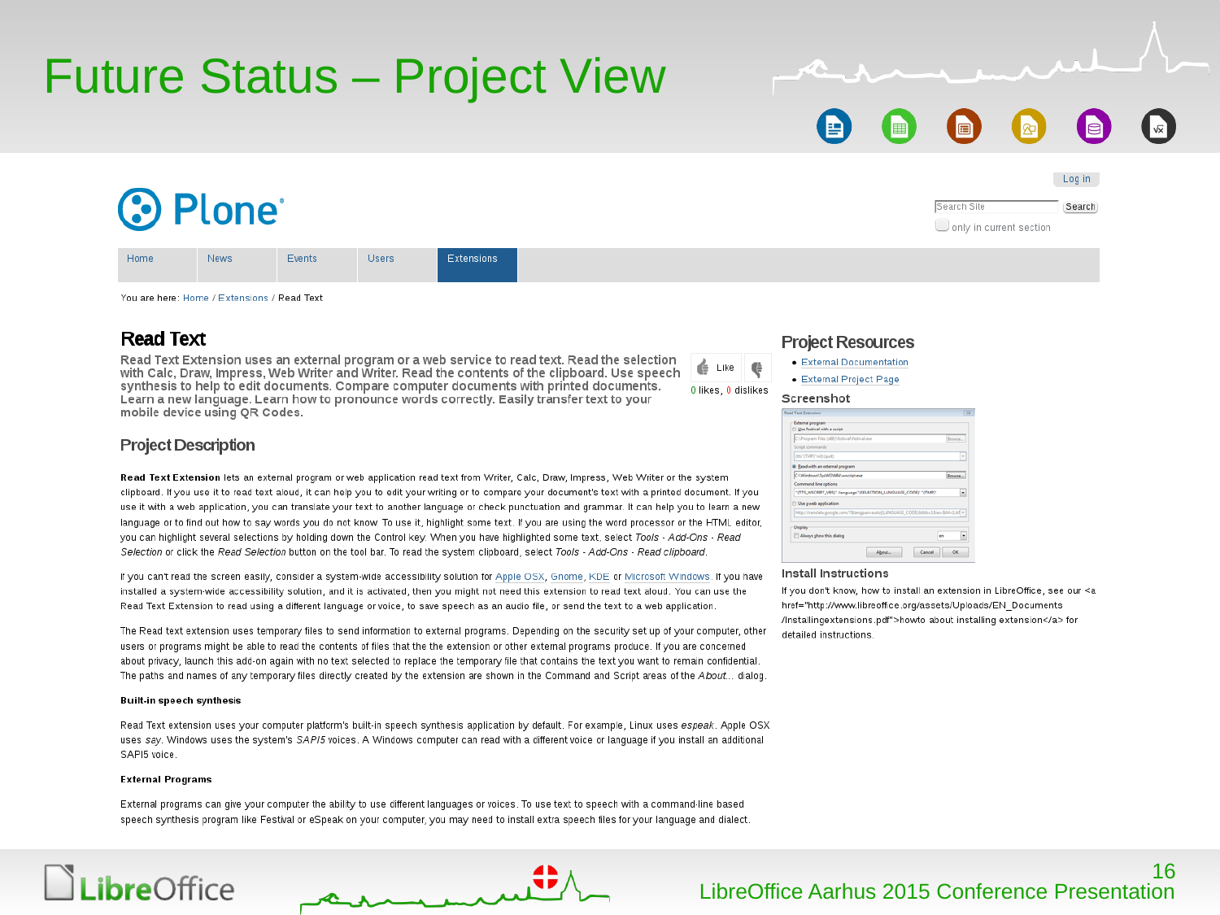# Future Status – Project View

Plone

Log in

Search Site | Search

only in current section

Home | News | Events | Users | Extensions

You are here: Home / Extensions / Read Text

## Read Text

**Read Text Extension uses an external program or a web service to read text. Read the selection with Calc, Draw, Impress, Web Writer and Writer. Read the contents of the clipboard. Use speech synthesis to help to edit documents. Compare computer documents with printed documents. Learn a new language. Learn how to pronounce words correctly. Easily transfer text to your mobile device using QR Codes.**

Like

0 likes, 0 dislikes

### Project Description

**Read Text Extension** lets an external program or web application read text from Writer, Calc, Draw, Impress, Web Writer or the system clipboard. If you use it to read text aloud, it can help you to edit your writing or to compare your document's text with a printed document. If you use it with a web application, you can translate your text to another language or check punctuation and grammar. It can help you to learn a new language or to find out how to say words you do not know. To use it, highlight some text. If you are using the word processor or the HTML editor, you can highlight several selections by holding down the Control key. When you have highlighted some text, select *Tools - Add-Ons - Read Selection* or click the *Read Selection* button on the tool bar. To read the system clipboard, select *Tools - Add-Ons - Read clipboard*.

If you can't read the screen easily, consider a system-wide accessibility solution for Apple OSX, Gnome, KDE or Microsoft Windows. If you have installed a system-wide accessibility solution, and it is activated, then you might not need this extension to read text aloud. You can use the Read Text Extension to read using a different language or voice, to save speech as an audio file, or send the text to a web application.

The Read text extension uses temporary files to send information to external programs. Depending on the security set up of your computer, other users or programs might be able to read the contents of files that the the extension or other external programs produce. If you are concerned about privacy, launch this add-on again with no text selected to replace the temporary file that contains the text you want to remain confidential. The paths and names of any temporary files directly created by the extension are shown in the Command and Script areas of the *About...* dialog.

**Built-in speech synthesis**

Read Text extension uses your computer platform's built-in speech synthesis application by default. For example, Linux uses *espeak*. Apple OSX uses *say*. Windows uses the system's *SAPI5* voices. A Windows computer can read with a different voice or language if you install an additional SAPI5 voice.

**External Programs**

External programs can give your computer the ability to use different languages or voices. To use text to speech with a command-line based speech synthesis program like Festival or eSpeak on your computer, you may need to install extra speech files for your language and dialect.

### Project Resources

- External Documentation
- External Project Page

**Screenshot**

**Install Instructions**

If you don't know, how to install an extension in LibreOffice, see our <a href="http://www.libreoffice.org/assets/Uploads/EN_Documents/Installingextensions.pdf">howto about installing extension</a> for detailed instructions.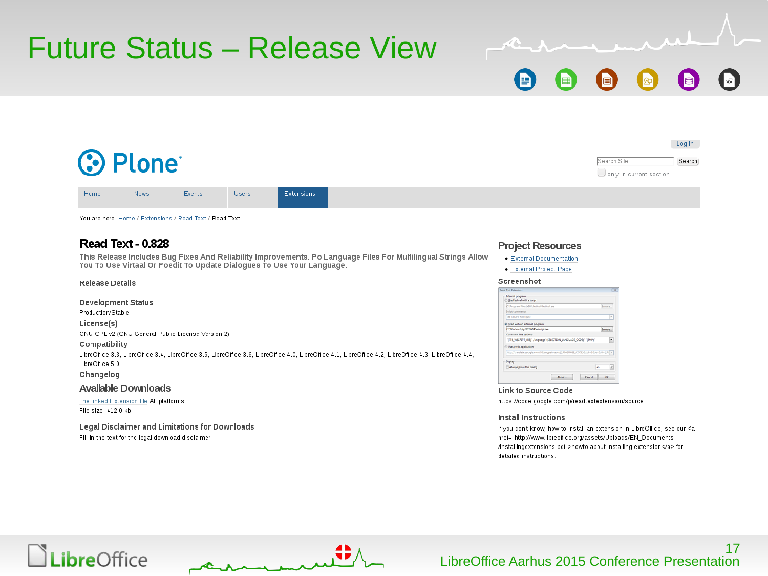# Future Status – Release View

Log in

Search Site | Search

only in current section

Home | News | Events | Users | Extensions

You are here: Home / Extensions / Read Text / Read Text

## Read Text - 0.828

**This Release Includes Bug Fixes And Reliability Improvements. Po Language Files For Multilingual Strings Allow You To Use Virtaal Or Poedit To Update Dialogues To Use Your Language.**

### Release Details

### Development Status

Production/Stable

### License(s)

GNU-GPL-v2 (GNU General Public License Version 2)

### Compatibility

LibreOffice 3.3, LibreOffice 3.4, LibreOffice 3.5, LibreOffice 3.6, LibreOffice 4.0, LibreOffice 4.1, LibreOffice 4.2, LibreOffice 4.3, LibreOffice 4.4, LibreOffice 5.0

### Changelog

## Available Downloads

The linked Extension file All platforms

File size: 412.0 kb

### Legal Disclaimer and Limitations for Downloads

Fill in the text for the legal download disclaimer

## Project Resources

- External Documentation
- External Project Page

### Screenshot

### Link to Source Code

https://code.google.com/p/readtextextension/source

### Install Instructions

If you dont know, how to install an extension in LibreOffice, see our <a href="http://www.libreoffice.org/assets/Uploads/EN_Documents/Installingextensions.pdf">howto about installing extension</a> for detailed instructions.

LibreOffice Aarhus 2015 Conference Presentation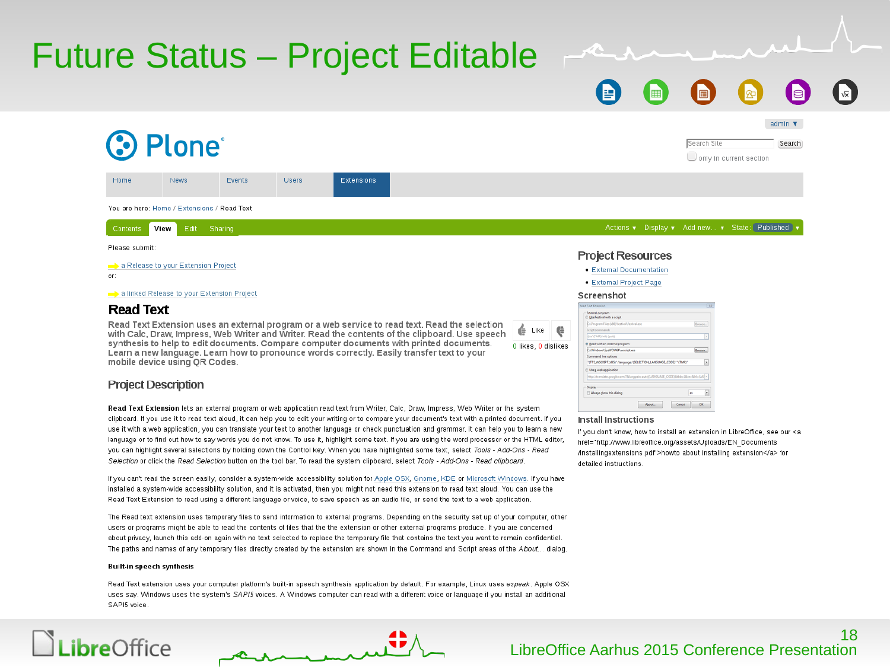# Future Status – Project Editable

Plone

admin ▼

Search Site | Search

only in current section

Home | News | Events | Users | Extensions

You are here: Home / Extensions / Read Text

Contents | View | Edit | Sharing — Actions ▾ | Display ▾ | Add new... ▾ | State: Published ▾

Please submit:

a Release to your Extension Project

or:

a linked Release to your Extension Project

## Read Text

**Read Text Extension uses an external program or a web service to read text. Read the selection with Calc, Draw, Impress, Web Writer and Writer. Read the contents of the clipboard. Use speech synthesis to help to edit documents. Compare computer documents with printed documents. Learn a new language. Learn how to pronounce words correctly. Easily transfer text to your mobile device using QR Codes.**

Like | 0 likes, 0 dislikes

### Project Description

**Read Text Extension** lets an external program or web application read text from Writer, Calc, Draw, Impress, Web Writer or the system clipboard. If you use it to read text aloud, it can help you to edit your writing or to compare your document's text with a printed document. If you use it with a web application, you can translate your text to another language or check punctuation and grammar. It can help you to learn a new language or to find out how to say words you do not know. To use it, highlight some text. If you are using the word processor or the HTML editor, you can highlight several selections by holding down the Control key. When you have highlighted some text, select *Tools - Add-Ons - Read Selection* or click the *Read Selection* button on the tool bar. To read the system clipboard, select *Tools - Add-Ons - Read clipboard*.

If you can't read the screen easily, consider a system-wide accessibility solution for Apple OSX, Gnome, KDE or Microsoft Windows. If you have installed a system-wide accessibility solution, and it is activated, then you might not need this extension to read text aloud. You can use the Read Text Extension to read using a different language or voice, to save speech as an audio file, or send the text to a web application.

The Read text extension uses temporary files to send information to external programs. Depending on the security set up of your computer, other users or programs might be able to read the contents of files that the the extension or other external programs produce. If you are concerned about privacy, launch this add-on again with no text selected to replace the temporary file that contains the text you want to remain confidential. The paths and names of any temporary files directly created by the extension are shown in the Command and Script areas of the *About...* dialog.

**Built-in speech synthesis**

Read Text extension uses your computer platform's built-in speech synthesis application by default. For example, Linux uses *espeak*. Apple OSX uses *say*. Windows uses the system's *SAPI5* voices. A Windows computer can read with a different voice or language if you install an additional SAPI5 voice.

### Project Resources

- External Documentation
- External Project Page

**Screenshot**

**Install Instructions**

If you dont know, how to install an extension in LibreOffice, see our <a href='http://www.libreoffice.org/assets/Uploads/EN_Documents/Installingextensions.pdf'>howto about installing extension</a> for detailed instructions.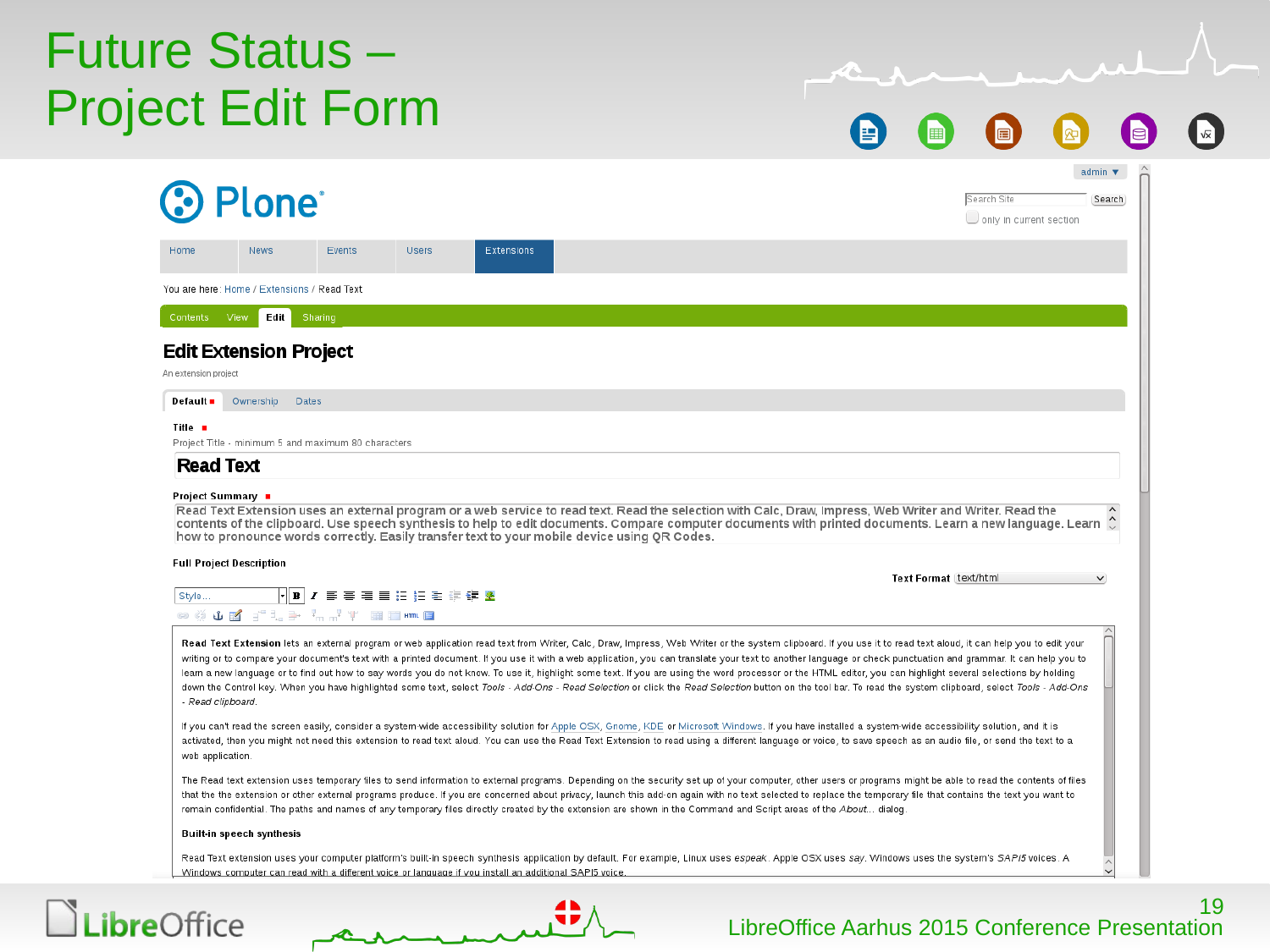# Future Status – Project Edit Form

admin ▼

Plone®

Search Site | Search

only in current section

Home | News | Events | Users | Extensions

You are here: Home / Extensions / Read Text

Contents | View | Edit | Sharing

## Edit Extension Project

An extension project

Default ■ | Ownership | Dates

**Title** ■

Project Title - minimum 5 and maximum 80 characters

**Read Text**

**Project Summary** ■

Read Text Extension uses an external program or a web service to read text. Read the selection with Calc, Draw, Impress, Web Writer and Writer. Read the contents of the clipboard. Use speech synthesis to help to edit documents. Compare computer documents with printed documents. Learn a new language. Learn how to pronounce words correctly. Easily transfer text to your mobile device using QR Codes.

**Full Project Description**

**Text Format** text/html

Style...

**Read Text Extension** lets an external program or web application read text from Writer, Calc, Draw, Impress, Web Writer or the system clipboard. If you use it to read text aloud, it can help you to edit your writing or to compare your document's text with a printed document. If you use it with a web application, you can translate your text to another language or check punctuation and grammar. It can help you to learn a new language or to find out how to say words you do not know. To use it, highlight some text. If you are using the word processor or the HTML editor, you can highlight several selections by holding down the Control key. When you have highlighted some text, select *Tools - Add-Ons - Read Selection* or click the *Read Selection* button on the tool bar. To read the system clipboard, select *Tools - Add-Ons - Read clipboard*.

If you can't read the screen easily, consider a system-wide accessibility solution for Apple OSX, Gnome, KDE or Microsoft Windows. If you have installed a system-wide accessibility solution, and it is activated, then you might not need this extension to read text aloud. You can use the Read Text Extension to read using a different language or voice, to save speech as an audio file, or send the text to a web application.

The Read text extension uses temporary files to send information to external programs. Depending on the security set up of your computer, other users or programs might be able to read the contents of files that the the extension or other external programs produce. If you are concerned about privacy, launch this add-on again with no text selected to replace the temporary file that contains the text you want to remain confidential. The paths and names of any temporary files directly created by the extension are shown in the Command and Script areas of the *About...* dialog.

**Built-in speech synthesis**

Read Text extension uses your computer platform's built-in speech synthesis application by default. For example, Linux uses *espeak*. Apple OSX uses *say*. Windows uses the system's *SAPI5* voices. A Windows computer can read with a different voice or language if you install an additional SAPI5 voice.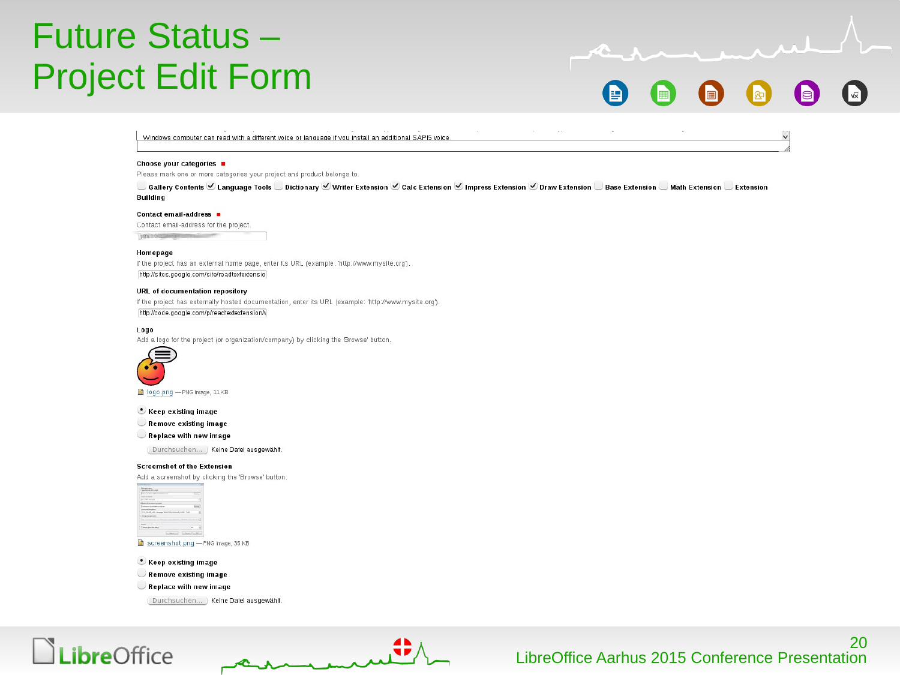# Future Status – Project Edit Form

Windows computer can read with a different voice or language if you install an additional SAPI5 voice

**Choose your categories** ■

Please mark one or more categories your project and product belongs to.

☐ **Gallery Contents** ☑ **Language Tools** ☐ **Dictionary** ☑ **Writer Extension** ☑ **Calc Extension** ☑ **Impress Extension** ☑ **Draw Extension** ☐ **Base Extension** ☐ **Math Extension** ☐ **Extension Building**

**Contact email-address** ■

Contact email-address for the project.

**Homepage**

If the project has an external home page, enter its URL (example: 'http://www.mysite.org').

http://sites.google.com/site/readtextextensio

**URL of documentation repository**

If the project has externally hosted documentation, enter its URL (example: 'http://www.mysite.org').

http://code.google.com/p/readtextextension/

**Logo**

Add a logo for the project (or organization/company) by clicking the 'Browse' button.

logo.png — PNG image, 11 KB

- ◉ **Keep existing image**
- ○ **Remove existing image**
- ○ **Replace with new image**

Durchsuchen... Keine Datei ausgewählt.

**Screemshot of the Extension**

Add a screenshot by clicking the 'Browse' button.

screenshot.png — PNG image, 35 KB

- ◉ **Keep existing image**
- ○ **Remove existing image**
- ○ **Replace with new image**

Durchsuchen... Keine Datei ausgewählt.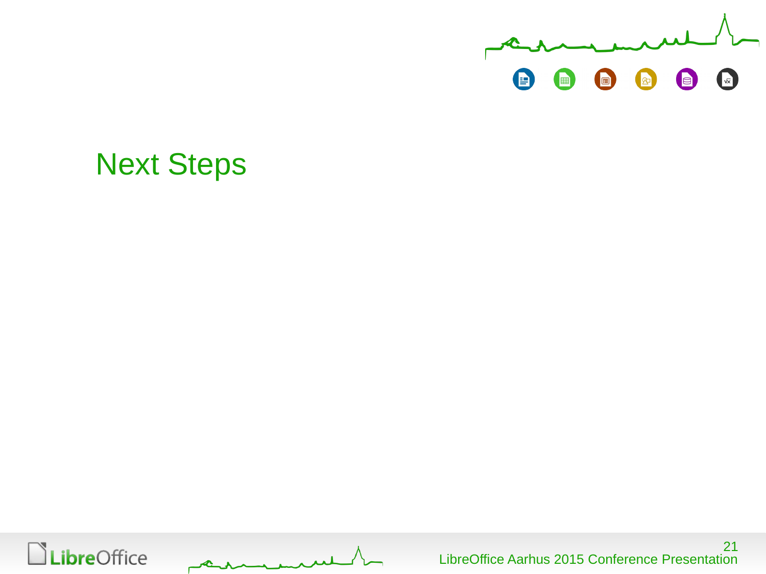# Next Steps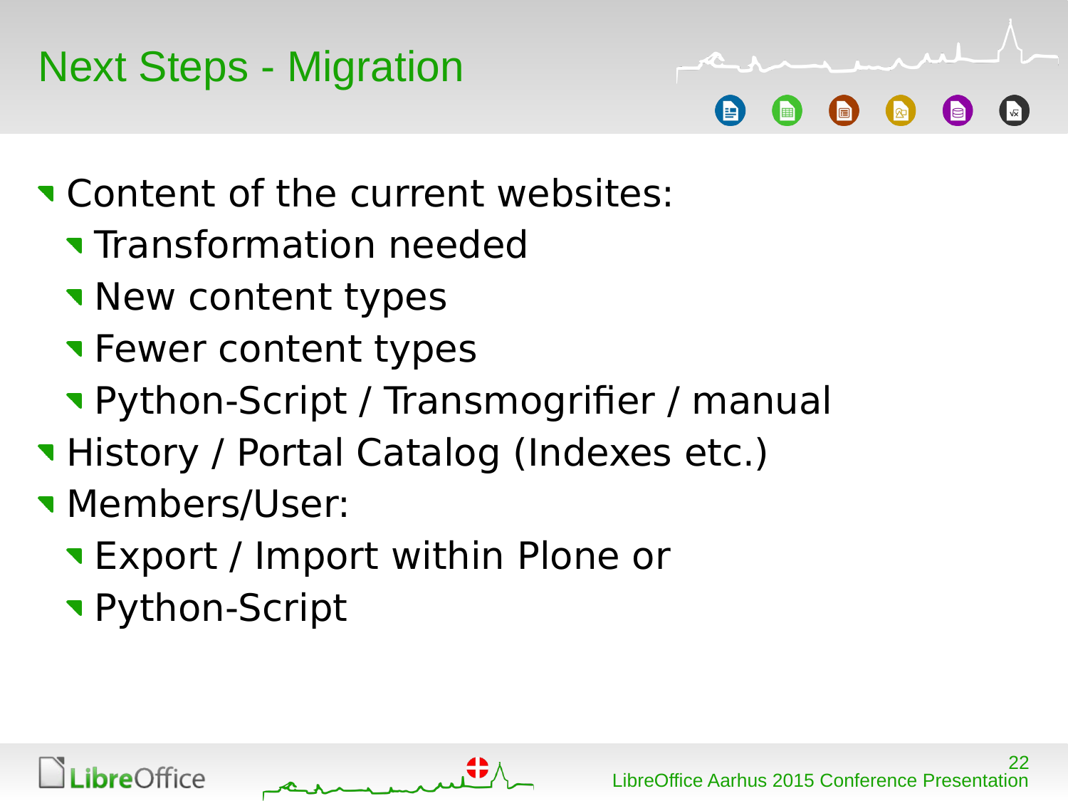# Next Steps - Migration

- Content of the current websites:
  - Transformation needed
  - New content types
  - Fewer content types
  - Python-Script / Transmogrifier / manual
- History / Portal Catalog (Indexes etc.)
- Members/User:
  - Export / Import within Plone or
  - Python-Script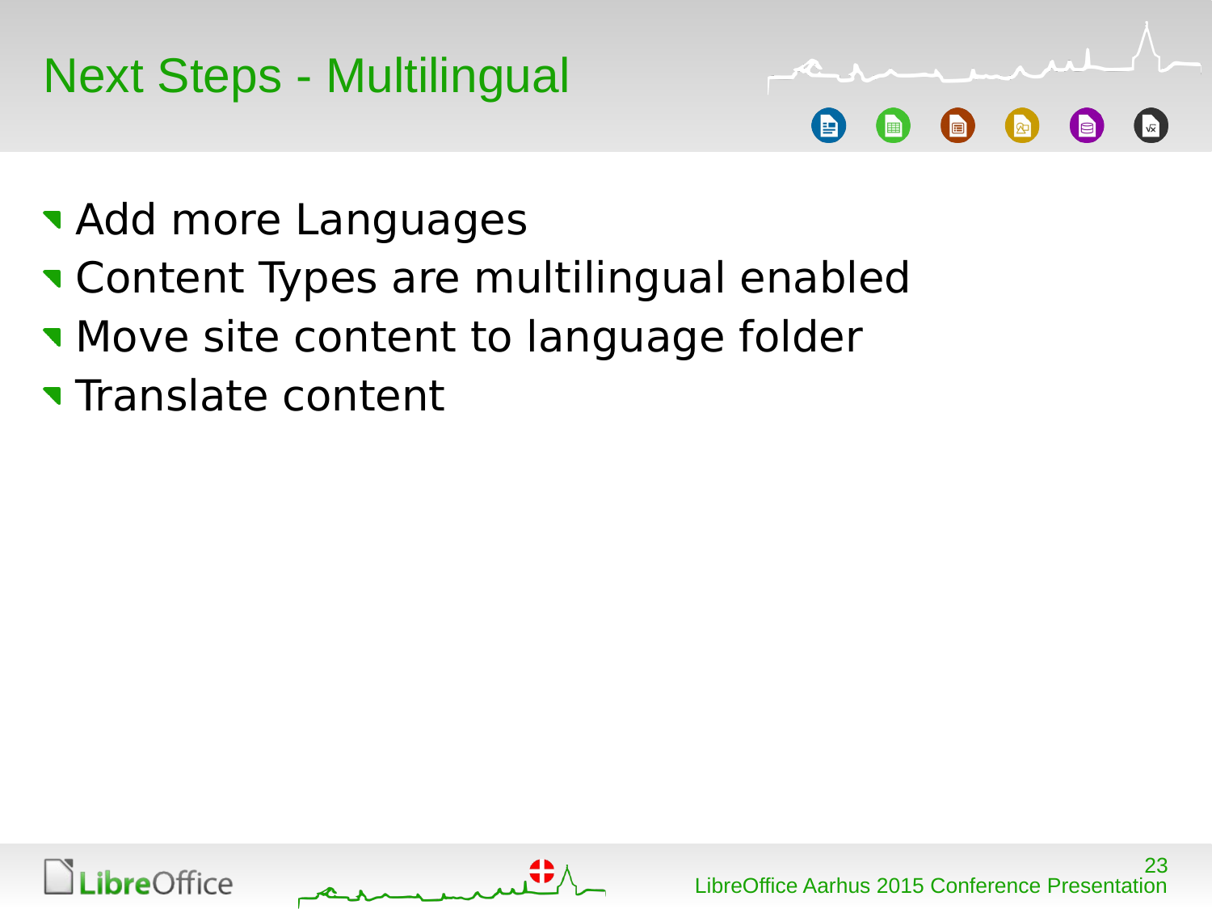# Next Steps - Multilingual

- Add more Languages
- Content Types are multilingual enabled
- Move site content to language folder
- Translate content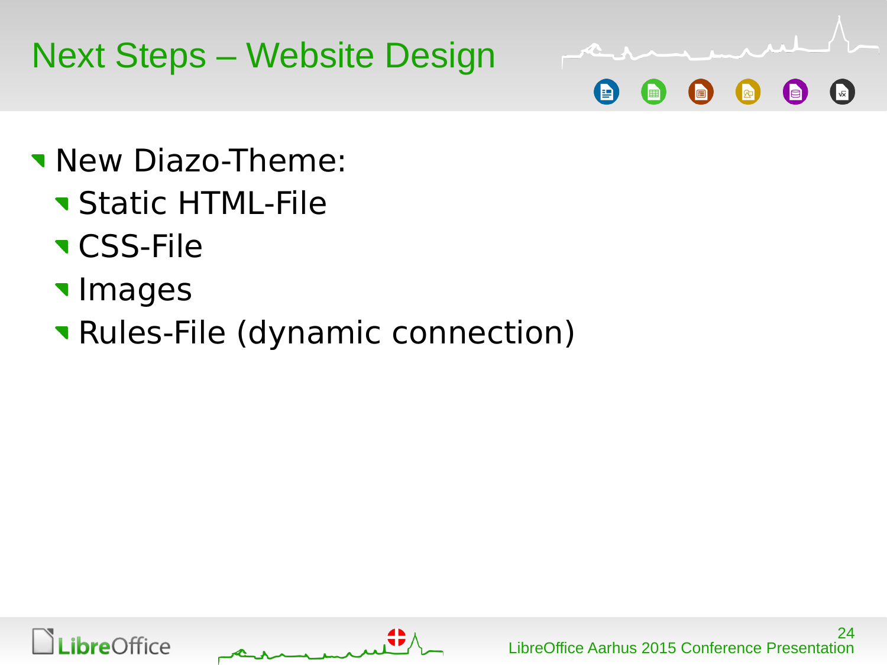# Next Steps – Website Design

- New Diazo-Theme:
  - Static HTML-File
  - CSS-File
  - Images
  - Rules-File (dynamic connection)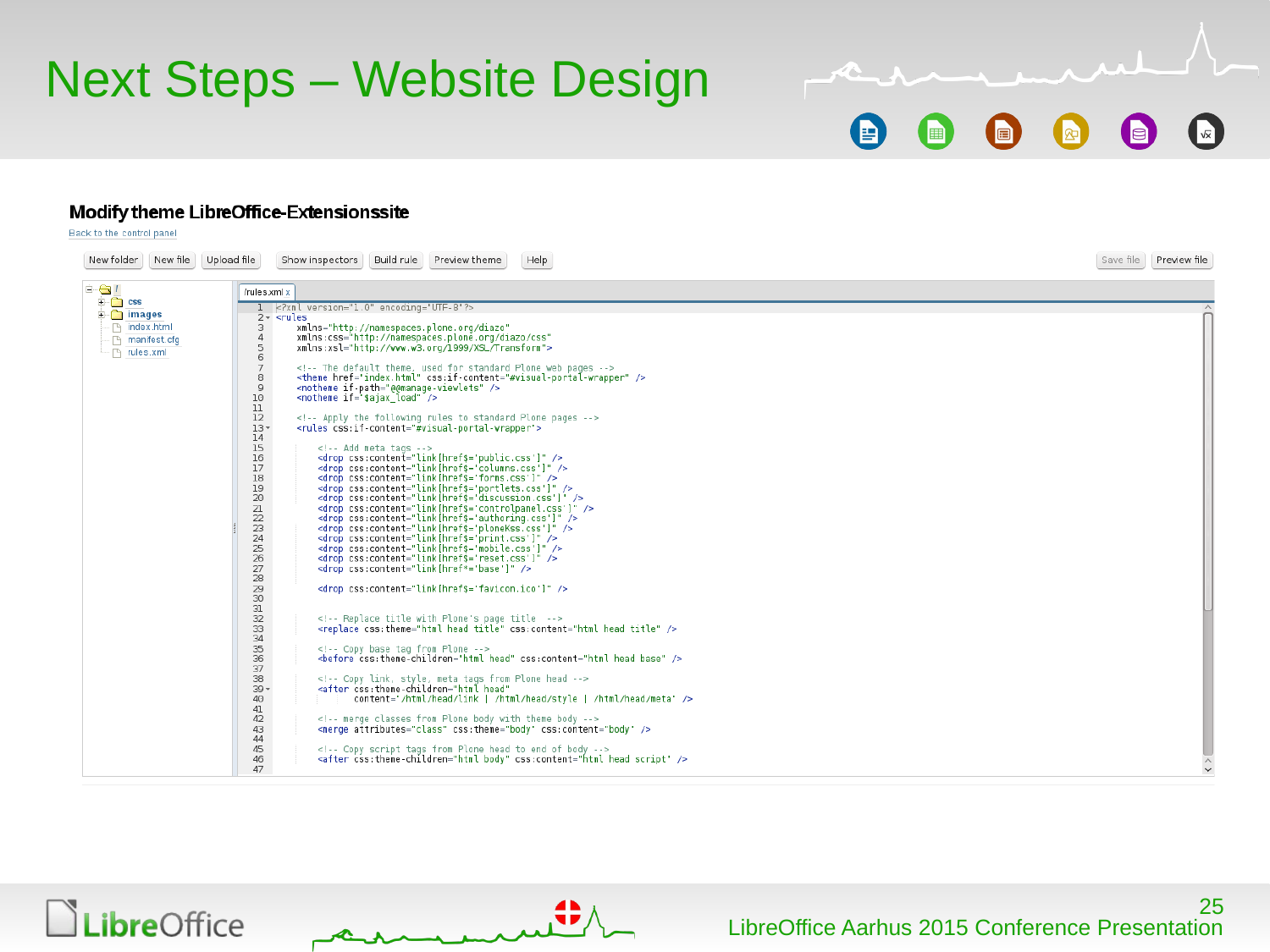# Next Steps – Website Design

**Modify theme LibreOffice-Extensionssite**

Back to the control panel

New folder | New file | Upload file | Show inspectors | Build rule | Preview theme | Help | Save file | Preview file

- /
  - css
  - images
  - index.html
  - manifest.cfg
  - rules.xml

/rules.xml

```
<?xml version="1.0" encoding="UTF-8"?>
<rules
    xmlns="http://namespaces.plone.org/diazo"
    xmlns:css="http://namespaces.plone.org/diazo/css"
    xmlns:xsl="http://www.w3.org/1999/XSL/Transform">

    <!-- The default theme, used for standard Plone web pages -->
    <theme href="index.html" css:if-content="#visual-portal-wrapper" />
    <notheme if-path="@@manage-viewlets" />
    <notheme if="$ajax_load" />

    <!-- Apply the following rules to standard Plone pages -->
    <rules css:if-content="#visual-portal-wrapper">

        <!-- Add meta tags -->
        <drop css:content="link[href$='public.css']" />
        <drop css:content="link[href$='columns.css']" />
        <drop css:content="link[href$='forms.css']" />
        <drop css:content="link[href$='portlets.css']" />
        <drop css:content="link[href$='discussion.css']" />
        <drop css:content="link[href$='controlpanel.css']" />
        <drop css:content="link[href$='authoring.css']" />
        <drop css:content="link[href$='ploneKss.css']" />
        <drop css:content="link[href$='print.css']" />
        <drop css:content="link[href$='mobile.css']" />
        <drop css:content="link[href$='reset.css']" />
        <drop css:content="link[href*='base']" />

        <drop css:content="link[href$='favicon.ico']" />


        <!-- Replace title with Plone's page title  -->
        <replace css:theme="html head title" css:content="html head title" />

        <!-- Copy base tag from Plone -->
        <before css:theme-children="html head" css:content="html head base" />

        <!-- Copy link, style, meta tags from Plone head -->
        <after css:theme-children="html head"
            content="/html/head/link | /html/head/style | /html/head/meta" />

        <!-- merge classes from Plone body with theme body -->
        <merge attributes="class" css:theme="body" css:content="body" />

        <!-- Copy script tags from Plone head to end of body -->
        <after css:theme-children="html body" css:content="html head script" />

```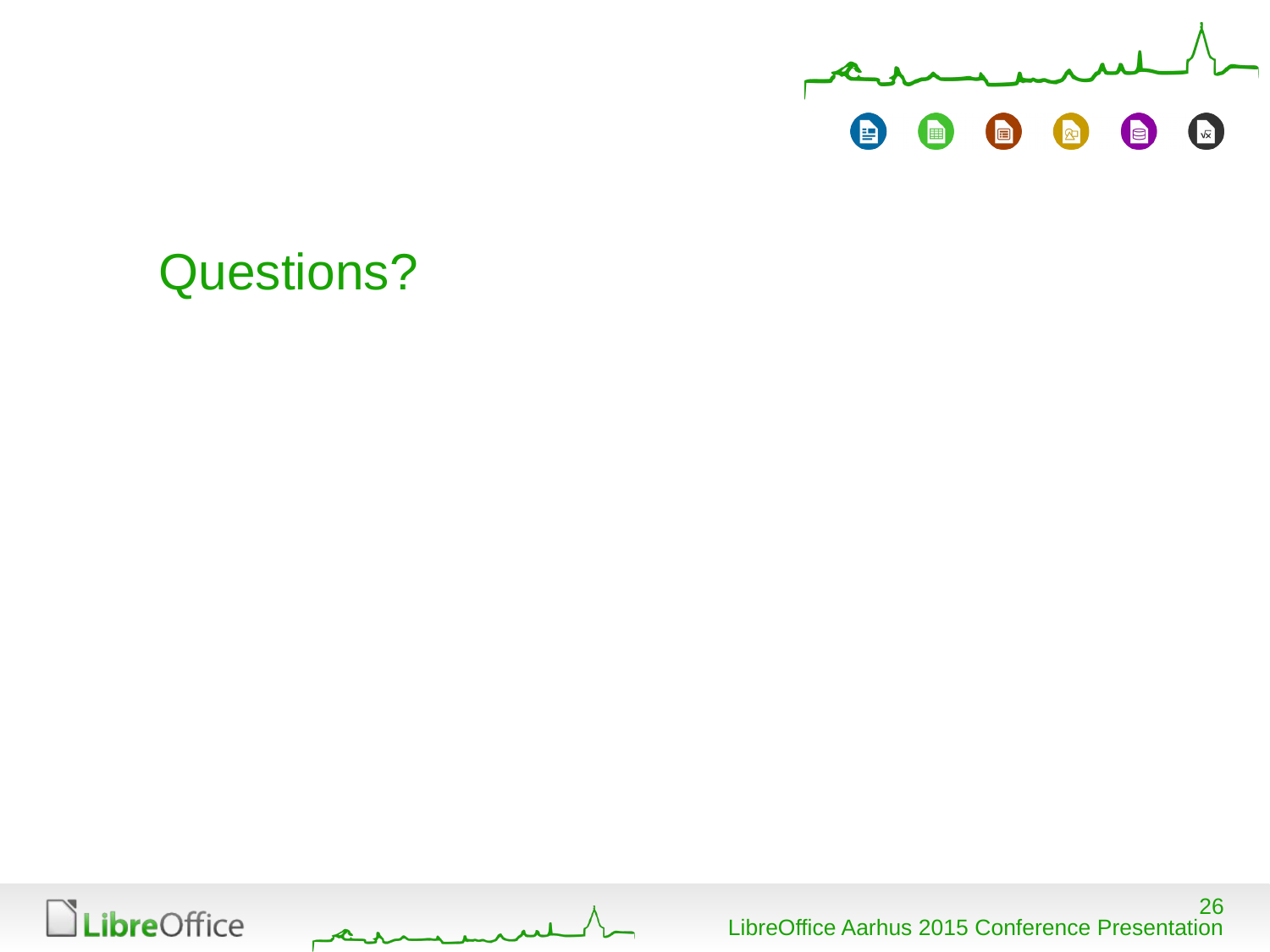# Questions?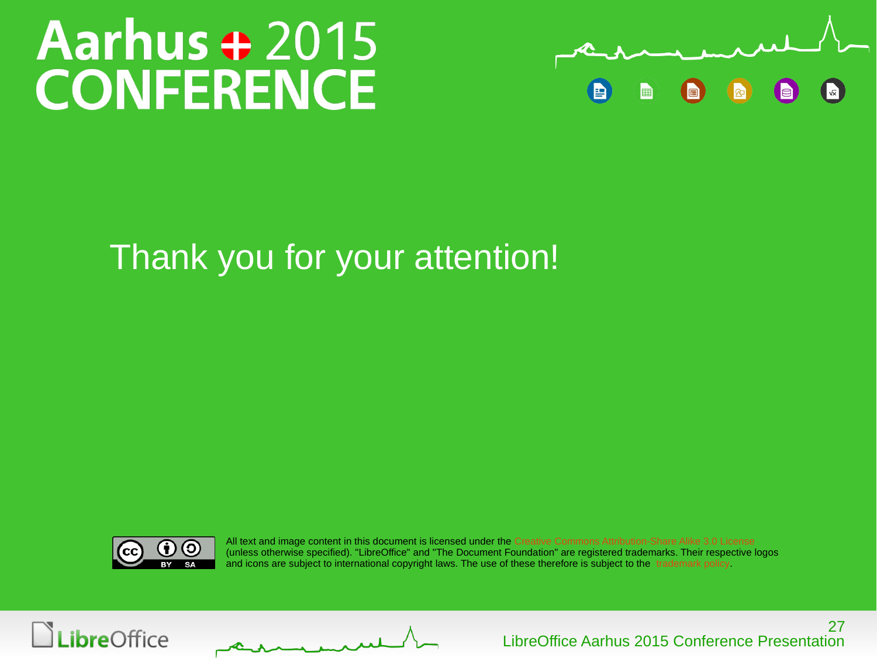# Aarhus 2015 CONFERENCE

Thank you for your attention!

All text and image content in this document is licensed under the Creative Commons Attribution-Share Alike 3.0 License (unless otherwise specified). "LibreOffice" and "The Document Foundation" are registered trademarks. Their respective logos and icons are subject to international copyright laws. The use of these therefore is subject to the trademark policy.